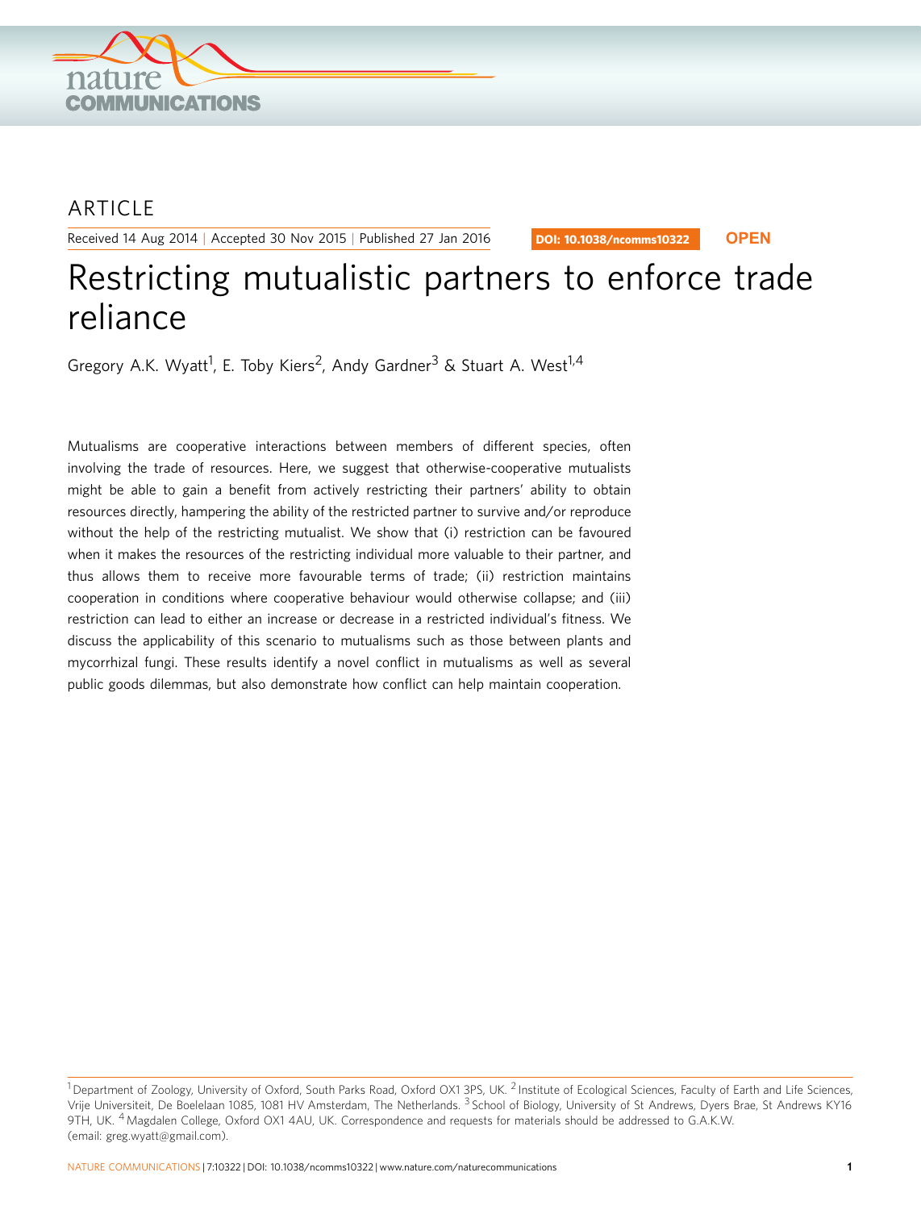ARTICLE

Received 14 Aug 2014 | Accepted 30 Nov 2015 | Published 27 Jan 2016

DOI: 10.1038/ncomms10322 **OPEN**

# Restricting mutualistic partners to enforce trade reliance

Gregory A.K. Wyatt[1], E. Toby Kiers[2], Andy Gardner[3] & Stuart A. West[1,4]

Mutualisms are cooperative interactions between members of different species, often involving the trade of resources. Here, we suggest that otherwise-cooperative mutualists might be able to gain a benefit from actively restricting their partners' ability to obtain resources directly, hampering the ability of the restricted partner to survive and/or reproduce without the help of the restricting mutualist. We show that (i) restriction can be favoured when it makes the resources of the restricting individual more valuable to their partner, and thus allows them to receive more favourable terms of trade; (ii) restriction maintains cooperation in conditions where cooperative behaviour would otherwise collapse; and (iii) restriction can lead to either an increase or decrease in a restricted individual's fitness. We discuss the applicability of this scenario to mutualisms such as those between plants and mycorrhizal fungi. These results identify a novel conflict in mutualisms as well as several public goods dilemmas, but also demonstrate how conflict can help maintain cooperation.

[1] Department of Zoology, University of Oxford, South Parks Road, Oxford OX1 3PS, UK. [2] Institute of Ecological Sciences, Faculty of Earth and Life Sciences, Vrije Universiteit, De Boelelaan 1085, 1081 HV Amsterdam, The Netherlands. [3] School of Biology, University of St Andrews, Dyers Brae, St Andrews KY16 9TH, UK. [4] Magdalen College, Oxford OX1 4AU, UK. Correspondence and requests for materials should be addressed to G.A.K.W. (email: greg.wyatt@gmail.com).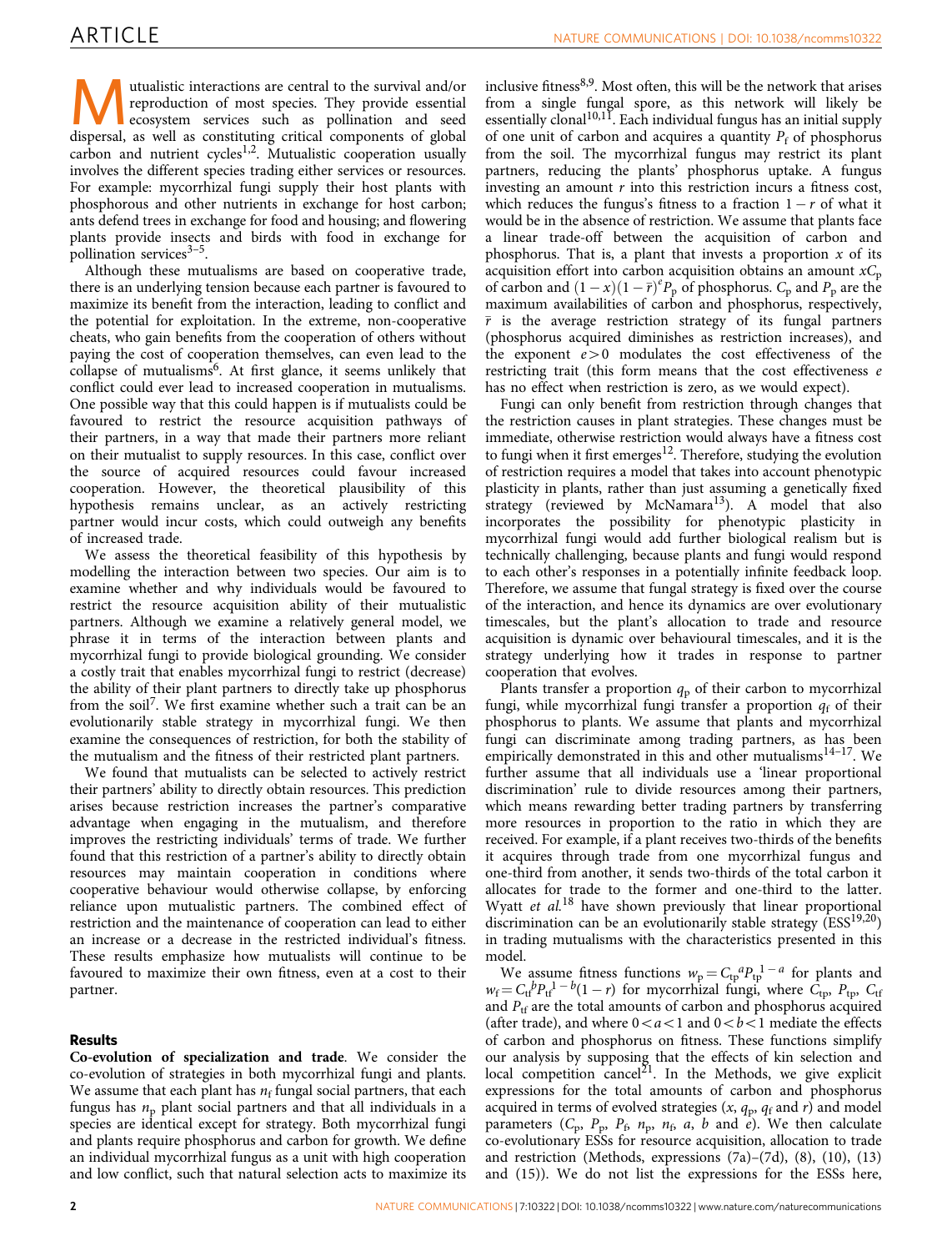Mutualistic interactions are central to the survival and/or reproduction of most species. They provide essential ecosystem services such as pollination and seed dispersal, as well as constituting critical components of global carbon and nutrient cycles[1,2]. Mutualistic cooperation usually involves the different species trading either services or resources. For example: mycorrhizal fungi supply their host plants with phosphorous and other nutrients in exchange for host carbon; ants defend trees in exchange for food and housing; and flowering plants provide insects and birds with food in exchange for pollination services[3–5].

Although these mutualisms are based on cooperative trade, there is an underlying tension because each partner is favoured to maximize its benefit from the interaction, leading to conflict and the potential for exploitation. In the extreme, non-cooperative cheats, who gain benefits from the cooperation of others without paying the cost of cooperation themselves, can even lead to the collapse of mutualisms[6]. At first glance, it seems unlikely that conflict could ever lead to increased cooperation in mutualisms. One possible way that this could happen is if mutualists could be favoured to restrict the resource acquisition pathways of their partners, in a way that made their partners more reliant on their mutualist to supply resources. In this case, conflict over the source of acquired resources could favour increased cooperation. However, the theoretical plausibility of this hypothesis remains unclear, as an actively restricting partner would incur costs, which could outweigh any benefits of increased trade.

We assess the theoretical feasibility of this hypothesis by modelling the interaction between two species. Our aim is to examine whether and why individuals would be favoured to restrict the resource acquisition ability of their mutualistic partners. Although we examine a relatively general model, we phrase it in terms of the interaction between plants and mycorrhizal fungi to provide biological grounding. We consider a costly trait that enables mycorrhizal fungi to restrict (decrease) the ability of their plant partners to directly take up phosphorus from the soil[7]. We first examine whether such a trait can be an evolutionarily stable strategy in mycorrhizal fungi. We then examine the consequences of restriction, for both the stability of the mutualism and the fitness of their restricted plant partners.

We found that mutualists can be selected to actively restrict their partners' ability to directly obtain resources. This prediction arises because restriction increases the partner's comparative advantage when engaging in the mutualism, and therefore improves the restricting individuals' terms of trade. We further found that this restriction of a partner's ability to directly obtain resources may maintain cooperation in conditions where cooperative behaviour would otherwise collapse, by enforcing reliance upon mutualistic partners. The combined effect of restriction and the maintenance of cooperation can lead to either an increase or a decrease in the restricted individual's fitness. These results emphasize how mutualists will continue to be favoured to maximize their own fitness, even at a cost to their partner.

## Results

**Co-evolution of specialization and trade**. We consider the co-evolution of strategies in both mycorrhizal fungi and plants. We assume that each plant has $n_f$ fungal social partners, that each fungus has $n_p$ plant social partners and that all individuals in a species are identical except for strategy. Both mycorrhizal fungi and plants require phosphorus and carbon for growth. We define an individual mycorrhizal fungus as a unit with high cooperation and low conflict, such that natural selection acts to maximize its inclusive fitness[8,9]. Most often, this will be the network that arises from a single fungal spore, as this network will likely be essentially clonal[10,11]. Each individual fungus has an initial supply of one unit of carbon and acquires a quantity $P_f$ of phosphorus from the soil. The mycorrhizal fungus may restrict its plant partners, reducing the plants' phosphorus uptake. A fungus investing an amount $r$ into this restriction incurs a fitness cost, which reduces the fungus's fitness to a fraction $1-r$ of what it would be in the absence of restriction. We assume that plants face a linear trade-off between the acquisition of carbon and phosphorus. That is, a plant that invests a proportion $x$ of its acquisition effort into carbon acquisition obtains an amount $xC_p$ of carbon and $(1-x)(1-\bar{r})^e P_p$ of phosphorus. $C_p$ and $P_p$ are the maximum availabilities of carbon and phosphorus, respectively, $\bar{r}$ is the average restriction strategy of its fungal partners (phosphorus acquired diminishes as restriction increases), and the exponent $e>0$ modulates the cost effectiveness of the restricting trait (this form means that the cost effectiveness $e$ has no effect when restriction is zero, as we would expect).

Fungi can only benefit from restriction through changes that the restriction causes in plant strategies. These changes must be immediate, otherwise restriction would always have a fitness cost to fungi when it first emerges[12]. Therefore, studying the evolution of restriction requires a model that takes into account phenotypic plasticity in plants, rather than just assuming a genetically fixed strategy (reviewed by McNamara[13]). A model that also incorporates the possibility for phenotypic plasticity in mycorrhizal fungi would add further biological realism but is technically challenging, because plants and fungi would respond to each other's responses in a potentially infinite feedback loop. Therefore, we assume that fungal strategy is fixed over the course of the interaction, and hence its dynamics are over evolutionary timescales, but the plant's allocation to trade and resource acquisition is dynamic over behavioural timescales, and it is the strategy underlying how it trades in response to partner cooperation that evolves.

Plants transfer a proportion $q_p$ of their carbon to mycorrhizal fungi, while mycorrhizal fungi transfer a proportion $q_f$ of their phosphorus to plants. We assume that plants and mycorrhizal fungi can discriminate among trading partners, as has been empirically demonstrated in this and other mutualisms[14–17]. We further assume that all individuals use a 'linear proportional discrimination' rule to divide resources among their partners, which means rewarding better trading partners by transferring more resources in proportion to the ratio in which they are received. For example, if a plant receives two-thirds of the benefits it acquires through trade from one mycorrhizal fungus and one-third from another, it sends two-thirds of the total carbon it allocates for trade to the former and one-third to the latter. Wyatt *et al.*[18] have shown previously that linear proportional discrimination can be an evolutionarily stable strategy (ESS[19,20]) in trading mutualisms with the characteristics presented in this model.

We assume fitness functions $w_p = C_{tp}{}^a P_{tp}{}^{1-a}$ for plants and $w_f = C_{tf}{}^b P_{tf}{}^{1-b}(1-r)$ for mycorrhizal fungi, where $C_{tp}$, $P_{tp}$, $C_{tf}$ and $P_{tf}$ are the total amounts of carbon and phosphorus acquired (after trade), and where $0<a<1$ and $0<b<1$ mediate the effects of carbon and phosphorus on fitness. These functions simplify our analysis by supposing that the effects of kin selection and local competition cancel[21]. In the Methods, we give explicit expressions for the total amounts of carbon and phosphorus acquired in terms of evolved strategies ($x$, $q_p$, $q_f$ and $r$) and model parameters ($C_p$, $P_p$, $P_f$, $n_p$, $n_f$, $a$, $b$ and $e$). We then calculate co-evolutionary ESSs for resource acquisition, allocation to trade and restriction (Methods, expressions (7a)–(7d), (8), (10), (13) and (15)). We do not list the expressions for the ESSs here,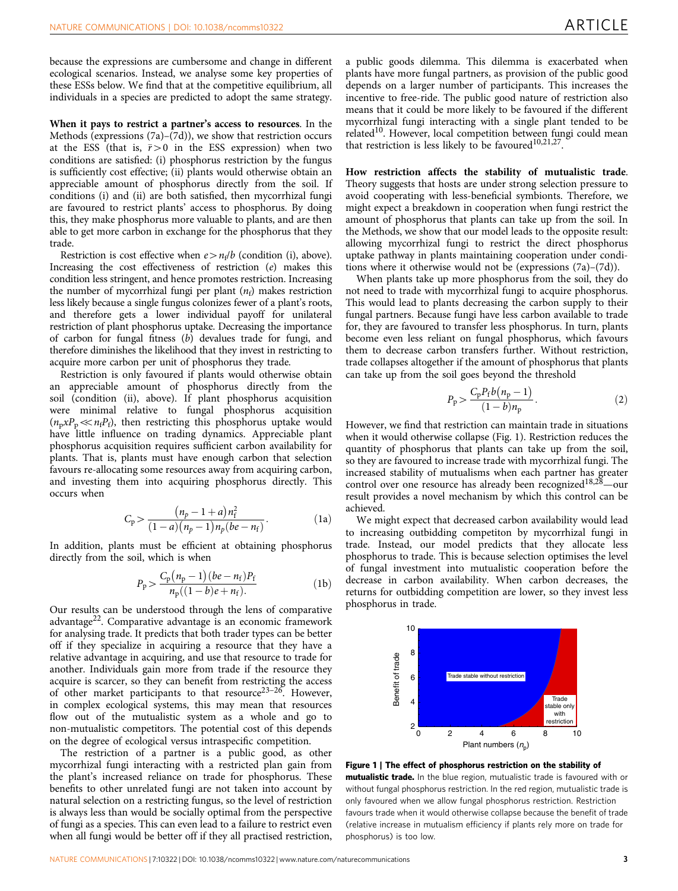because the expressions are cumbersome and change in different ecological scenarios. Instead, we analyse some key properties of these ESSs below. We find that at the competitive equilibrium, all individuals in a species are predicted to adopt the same strategy.

**When it pays to restrict a partner's access to resources**. In the Methods (expressions (7a)–(7d)), we show that restriction occurs at the ESS (that is, $\bar{r} > 0$ in the ESS expression) when two conditions are satisfied: (i) phosphorus restriction by the fungus is sufficiently cost effective; (ii) plants would otherwise obtain an appreciable amount of phosphorus directly from the soil. If conditions (i) and (ii) are both satisfied, then mycorrhizal fungi are favoured to restrict plants' access to phosphorus. By doing this, they make phosphorus more valuable to plants, and are then able to get more carbon in exchange for the phosphorus that they trade.

Restriction is cost effective when $e > n_f/b$ (condition (i), above). Increasing the cost effectiveness of restriction ($e$) makes this condition less stringent, and hence promotes restriction. Increasing the number of mycorrhizal fungi per plant ($n_f$) makes restriction less likely because a single fungus colonizes fewer of a plant's roots, and therefore gets a lower individual payoff for unilateral restriction of plant phosphorus uptake. Decreasing the importance of carbon for fungal fitness ($b$) devalues trade for fungi, and therefore diminishes the likelihood that they invest in restricting to acquire more carbon per unit of phosphorus they trade.

Restriction is only favoured if plants would otherwise obtain an appreciable amount of phosphorus directly from the soil (condition (ii), above). If plant phosphorus acquisition were minimal relative to fungal phosphorus acquisition ($n_p x P_p \ll n_f P_f$), then restricting this phosphorus uptake would have little influence on trading dynamics. Appreciable plant phosphorus acquisition requires sufficient carbon availability for plants. That is, plants must have enough carbon that selection favours re-allocating some resources away from acquiring carbon, and investing them into acquiring phosphorus directly. This occurs when

$$C_p > \frac{(n_p - 1 + a)n_f^2}{(1-a)(n_p - 1)n_p(be - n_f)}. \tag{1a}$$

In addition, plants must be efficient at obtaining phosphorus directly from the soil, which is when

$$P_p > \frac{C_p(n_p - 1)(be - n_f)P_f}{n_p((1-b)e + n_f).} \tag{1b}$$

Our results can be understood through the lens of comparative advantage[22]. Comparative advantage is an economic framework for analysing trade. It predicts that both trader types can be better off if they specialize in acquiring a resource that they have a relative advantage in acquiring, and use that resource to trade for another. Individuals gain more from trade if the resource they acquire is scarcer, so they can benefit from restricting the access of other market participants to that resource[23–26]. However, in complex ecological systems, this may mean that resources flow out of the mutualistic system as a whole and go to non-mutualistic competitors. The potential cost of this depends on the degree of ecological versus intraspecific competition.

The restriction of a partner is a public good, as other mycorrhizal fungi interacting with a restricted plan gain from the plant's increased reliance on trade for phosphorus. These benefits to other unrelated fungi are not taken into account by natural selection on a restricting fungus, so the level of restriction is always less than would be socially optimal from the perspective of fungi as a species. This can even lead to a failure to restrict even when all fungi would be better off if they all practised restriction, a public goods dilemma. This dilemma is exacerbated when plants have more fungal partners, as provision of the public good depends on a larger number of participants. This increases the incentive to free-ride. The public good nature of restriction also means that it could be more likely to be favoured if the different mycorrhizal fungi interacting with a single plant tended to be related[10]. However, local competition between fungi could mean that restriction is less likely to be favoured[10,21,27].

**How restriction affects the stability of mutualistic trade**. Theory suggests that hosts are under strong selection pressure to avoid cooperating with less-beneficial symbionts. Therefore, we might expect a breakdown in cooperation when fungi restrict the amount of phosphorus that plants can take up from the soil. In the Methods, we show that our model leads to the opposite result: allowing mycorrhizal fungi to restrict the direct phosphorus uptake pathway in plants maintaining cooperation under conditions where it otherwise would not be (expressions (7a)–(7d)).

When plants take up more phosphorus from the soil, they do not need to trade with mycorrhizal fungi to acquire phosphorus. This would lead to plants decreasing the carbon supply to their fungal partners. Because fungi have less carbon available to trade for, they are favoured to transfer less phosphorus. In turn, plants become even less reliant on fungal phosphorus, which favours them to decrease carbon transfers further. Without restriction, trade collapses altogether if the amount of phosphorus that plants can take up from the soil goes beyond the threshold

$$P_p > \frac{C_p P_f b(n_p - 1)}{(1-b)n_p}. \tag{2}$$

However, we find that restriction can maintain trade in situations when it would otherwise collapse (Fig. 1). Restriction reduces the quantity of phosphorus that plants can take up from the soil, so they are favoured to increase trade with mycorrhizal fungi. The increased stability of mutualisms when each partner has greater control over one resource has already been recognized[18,28]—our result provides a novel mechanism by which this control can be achieved.

We might expect that decreased carbon availability would lead to increasing outbidding competiton by mycorrhizal fungi in trade. Instead, our model predicts that they allocate less phosphorus to trade. This is because selection optimises the level of fungal investment into mutualistic cooperation before the decrease in carbon availability. When carbon decreases, the returns for outbidding competition are lower, so they invest less phosphorus in trade.

**Figure 1 | The effect of phosphorus restriction on the stability of mutualistic trade.** In the blue region, mutualistic trade is favoured with or without fungal phosphorus restriction. In the red region, mutualistic trade is only favoured when we allow fungal phosphorus restriction. Restriction favours trade when it would otherwise collapse because the benefit of trade (relative increase in mutualism efficiency if plants rely more on trade for phosphorus) is too low.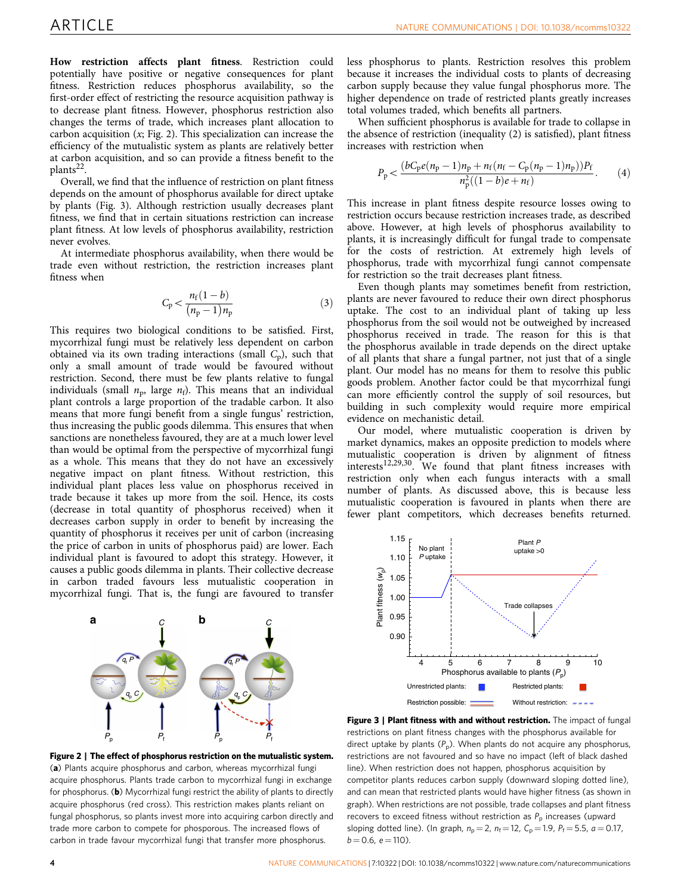**How restriction affects plant fitness.** Restriction could potentially have positive or negative consequences for plant fitness. Restriction reduces phosphorus availability, so the first-order effect of restricting the resource acquisition pathway is to decrease plant fitness. However, phosphorus restriction also changes the terms of trade, which increases plant allocation to carbon acquisition ($x$; Fig. 2). This specialization can increase the efficiency of the mutualistic system as plants are relatively better at carbon acquisition, and so can provide a fitness benefit to the plants[22].

Overall, we find that the influence of restriction on plant fitness depends on the amount of phosphorus available for direct uptake by plants (Fig. 3). Although restriction usually decreases plant fitness, we find that in certain situations restriction can increase plant fitness. At low levels of phosphorus availability, restriction never evolves.

At intermediate phosphorus availability, when there would be trade even without restriction, the restriction increases plant fitness when

$$C_p < \frac{n_f(1-b)}{(n_p - 1)n_p} \tag{3}$$

This requires two biological conditions to be satisfied. First, mycorrhizal fungi must be relatively less dependent on carbon obtained via its own trading interactions (small $C_p$), such that only a small amount of trade would be favoured without restriction. Second, there must be few plants relative to fungal individuals (small $n_p$, large $n_f$). This means that an individual plant controls a large proportion of the tradable carbon. It also means that more fungi benefit from a single fungus' restriction, thus increasing the public goods dilemma. This ensures that when sanctions are nonetheless favoured, they are at a much lower level than would be optimal from the perspective of mycorrhizal fungi as a whole. This means that they do not have an excessively negative impact on plant fitness. Without restriction, this individual plant places less value on phosphorus received in trade because it takes up more from the soil. Hence, its costs (decrease in total quantity of phosphorus received) when it decreases carbon supply in order to benefit by increasing the quantity of phosphorus it receives per unit of carbon (increasing the price of carbon in units of phosphorus paid) are lower. Each individual plant is favoured to adopt this strategy. However, it causes a public goods dilemma in plants. Their collective decrease in carbon traded favours less mutualistic cooperation in mycorrhizal fungi. That is, the fungi are favoured to transfer less phosphorus to plants. Restriction resolves this problem because it increases the individual costs to plants of decreasing carbon supply because they value fungal phosphorus more. The higher dependence on trade of restricted plants greatly increases total volumes traded, which benefits all partners.

When sufficient phosphorus is available for trade to collapse in the absence of restriction (inequality (2) is satisfied), plant fitness increases with restriction when

$$P_p < \frac{(bC_p e(n_p - 1)n_p + n_f(n_f - C_p(n_p - 1)n_p))P_f}{n_p^2((1-b)e + n_f)}. \tag{4}$$

This increase in plant fitness despite resource losses owing to restriction occurs because restriction increases trade, as described above. However, at high levels of phosphorus availability to plants, it is increasingly difficult for fungal trade to compensate for the costs of restriction. At extremely high levels of phosphorus, trade with mycorrhizal fungi cannot compensate for restriction so the trait decreases plant fitness.

Even though plants may sometimes benefit from restriction, plants are never favoured to reduce their own direct phosphorus uptake. The cost to an individual plant of taking up less phosphorus from the soil would not be outweighed by increased phosphorus received in trade. The reason for this is that the phosphorus available in trade depends on the direct uptake of all plants that share a fungal partner, not just that of a single plant. Our model has no means for them to resolve this public goods problem. Another factor could be that mycorrhizal fungi can more efficiently control the supply of soil resources, but building in such complexity would require more empirical evidence on mechanistic detail.

Our model, where mutualistic cooperation is driven by market dynamics, makes an opposite prediction to models where mutualistic cooperation is driven by alignment of fitness interests[12,29,30]. We found that plant fitness increases with restriction only when each fungus interacts with a small number of plants. As discussed above, this is because less mutualistic cooperation is favoured in plants when there are fewer plant competitors, which decreases benefits returned.

**Figure 2 | The effect of phosphorus restriction on the mutualistic system.** (**a**) Plants acquire phosphorus and carbon, whereas mycorrhizal fungi acquire phosphorus. Plants trade carbon to mycorrhizal fungi in exchange for phosphorus. (**b**) Mycorrhizal fungi restrict the ability of plants to directly acquire phosphorus (red cross). This restriction makes plants reliant on fungal phosphorus, so plants invest more into acquiring carbon directly and trade more carbon to compete for phosporous. The increased flows of carbon in trade favour mycorrhizal fungi that transfer more phosphorus.

**Figure 3 | Plant fitness with and without restriction.** The impact of fungal restrictions on plant fitness changes with the phosphorus available for direct uptake by plants ($P_p$). When plants do not acquire any phosphorus, restrictions are not favoured and so have no impact (left of black dashed line). When restriction does not happen, phosphorus acquisition by competitor plants reduces carbon supply (downward sloping dotted line), and can mean that restricted plants would have higher fitness (as shown in graph). When restrictions are not possible, trade collapses and plant fitness recovers to exceed fitness without restriction as $P_p$ increases (upward sloping dotted line). (In graph, $n_p = 2$, $n_f = 12$, $C_p = 1.9$, $P_f = 5.5$, $a = 0.17$, $b = 0.6$, $e = 110$).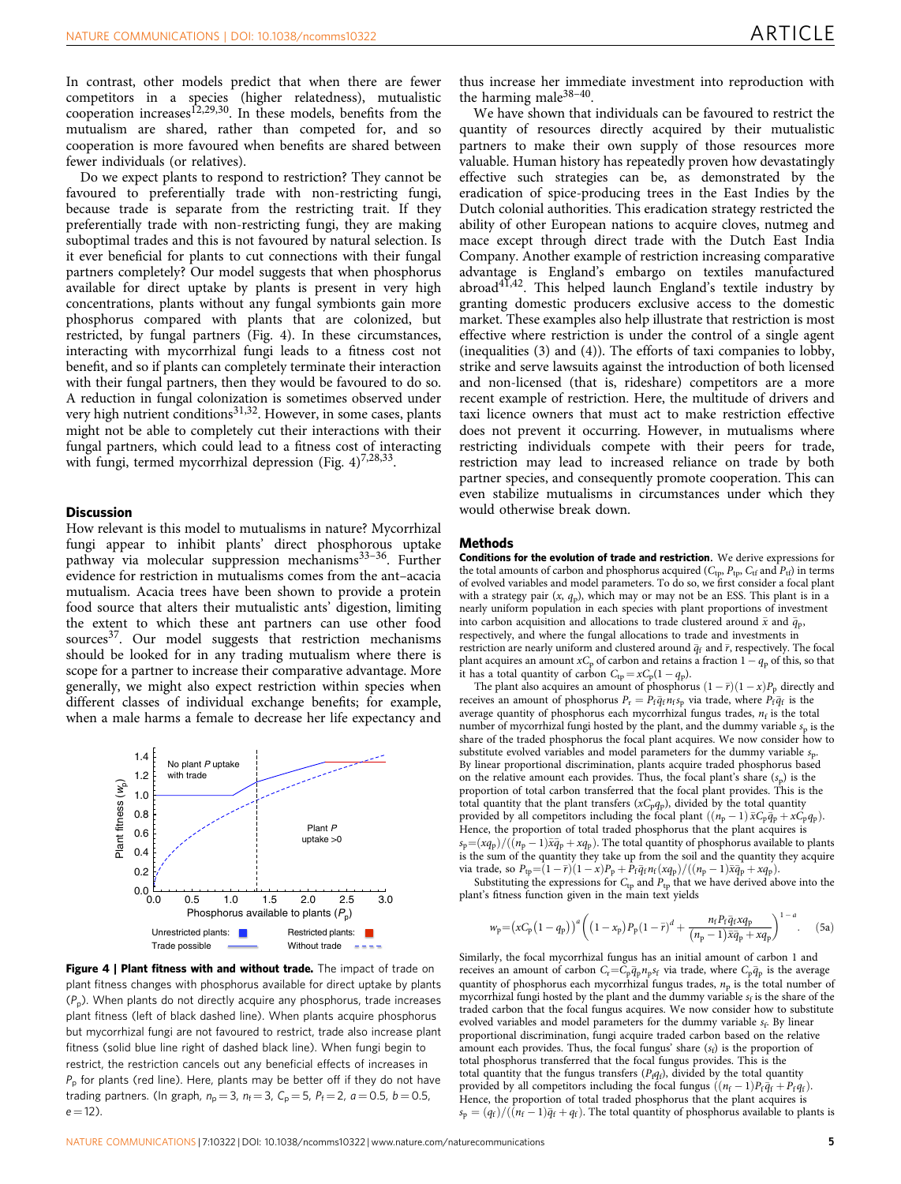In contrast, other models predict that when there are fewer competitors in a species (higher relatedness), mutualistic cooperation increases[12,29,30]. In these models, benefits from the mutualism are shared, rather than competed for, and so cooperation is more favoured when benefits are shared between fewer individuals (or relatives).

Do we expect plants to respond to restriction? They cannot be favoured to preferentially trade with non-restricting fungi, because trade is separate from the restricting trait. If they preferentially trade with non-restricting fungi, they are making suboptimal trades and this is not favoured by natural selection. Is it ever beneficial for plants to cut connections with their fungal partners completely? Our model suggests that when phosphorus available for direct uptake by plants is present in very high concentrations, plants without any fungal symbionts gain more phosphorus compared with plants that are colonized, but restricted, by fungal partners (Fig. 4). In these circumstances, interacting with mycorrhizal fungi leads to a fitness cost not benefit, and so if plants can completely terminate their interaction with their fungal partners, then they would be favoured to do so. A reduction in fungal colonization is sometimes observed under very high nutrient conditions[31,32]. However, in some cases, plants might not be able to completely cut their interactions with their fungal partners, which could lead to a fitness cost of interacting with fungi, termed mycorrhizal depression (Fig. 4)[7,28,33].

## Discussion

How relevant is this model to mutualisms in nature? Mycorrhizal fungi appear to inhibit plants' direct phosphorous uptake pathway via molecular suppression mechanisms[33–36]. Further evidence for restriction in mutualisms comes from the ant–acacia mutualism. Acacia trees have been shown to provide a protein food source that alters their mutualistic ants' digestion, limiting the extent to which these ant partners can use other food sources[37]. Our model suggests that restriction mechanisms should be looked for in any trading mutualism where there is scope for a partner to increase their comparative advantage. More generally, we might also expect restriction within species when different classes of individual exchange benefits; for example, when a male harms a female to decrease her life expectancy and thus increase her immediate investment into reproduction with the harming male[38–40].

We have shown that individuals can be favoured to restrict the quantity of resources directly acquired by their mutualistic partners to make their own supply of those resources more valuable. Human history has repeatedly proven how devastatingly effective such strategies can be, as demonstrated by the eradication of spice-producing trees in the East Indies by the Dutch colonial authorities. This eradication strategy restricted the ability of other European nations to acquire cloves, nutmeg and mace except through direct trade with the Dutch East India Company. Another example of restriction increasing comparative advantage is England's embargo on textiles manufactured abroad[41,42]. This helped launch England's textile industry by granting domestic producers exclusive access to the domestic market. These examples also help illustrate that restriction is most effective where restriction is under the control of a single agent (inequalities (3) and (4)). The efforts of taxi companies to lobby, strike and serve lawsuits against the introduction of both licensed and non-licensed (that is, rideshare) competitors are a more recent example of restriction. Here, the multitude of drivers and taxi licence owners that must act to make restriction effective does not prevent it occurring. However, in mutualisms where restricting individuals compete with their peers for trade, restriction may lead to increased reliance on trade by both partner species, and consequently promote cooperation. This can even stabilize mutualisms in circumstances under which they would otherwise break down.

**Figure 4 | Plant fitness with and without trade.** The impact of trade on plant fitness changes with phosphorus available for direct uptake by plants ($P_p$). When plants do not directly acquire any phosphorus, trade increases plant fitness (left of black dashed line). When plants acquire phosphorus but mycorrhizal fungi are not favoured to restrict, trade also increase plant fitness (solid blue line right of dashed black line). When fungi begin to restrict, the restriction cancels out any beneficial effects of increases in $P_p$ for plants (red line). Here, plants may be better off if they do not have trading partners. (In graph, $n_p = 3$, $n_f = 3$, $C_p = 5$, $P_f = 2$, $a = 0.5$, $b = 0.5$, $e = 12$).

## Methods

**Conditions for the evolution of trade and restriction.** We derive expressions for the total amounts of carbon and phosphorus acquired ($C_{tp}$, $P_{tp}$, $C_{tf}$ and $P_{tf}$) in terms of evolved variables and model parameters. To do so, we first consider a focal plant with a strategy pair ($x$, $q_p$), which may or may not be an ESS. This plant is in a nearly uniform population in each species with plant proportions of investment into carbon acquisition and allocations to trade clustered around $\bar{x}$ and $\bar{q}_p$, respectively, and where the fungal allocations to trade and investments in restriction are nearly uniform and clustered around $\bar{q}_f$ and $\bar{r}$, respectively. The focal plant acquires an amount $xC_p$ of carbon and retains a fraction $1 - q_p$ of this, so that it has a total quantity of carbon $C_{tp} = xC_p(1 - q_p)$.

The plant also acquires an amount of phosphorus $(1 - \bar{r})(1 - x)P_p$ directly and receives an amount of phosphorus $P_r = P_f\bar{q}_f n_f s_p$ via trade, where $P_f\bar{q}_f$ is the average quantity of phosphorus each mycorrhizal fungus trades, $n_f$ is the total number of mycorrhizal fungi hosted by the plant, and the dummy variable $s_p$ is the share of the traded phosphorus the focal plant acquires. We now consider how to substitute evolved variables and model parameters for the dummy variable $s_p$. By linear proportional discrimination, plants acquire traded phosphorus based on the relative amount each provides. Thus, the focal plant's share ($s_p$) is the proportion of total carbon transferred that the focal plant provides. This is the total quantity that the plant transfers ($xC_pq_p$), divided by the total quantity provided by all competitors including the focal plant ($(n_p - 1)\bar{x}C_p\bar{q}_p + xC_pq_p$). Hence, the proportion of total traded phosphorus that the plant acquires is $s_p = (xq_p)/((n_p - 1)\bar{x}\bar{q}_p + xq_p)$. The total quantity of phosphorus available to plants is the sum of the quantity they take up from the soil and the quantity they acquire via trade, so $P_{tp} = (1 - \bar{r})(1 - x)P_p + P_f\bar{q}_f n_f(xq_p)/((n_p - 1)\bar{x}\bar{q}_p + xq_p)$.

Substituting the expressions for $C_{tp}$ and $P_{tp}$ that we have derived above into the plant's fitness function given in the main text yields

$$w_p = \left(xC_p\left(1 - q_p\right)\right)^a\left(\left(1 - x_p\right)P_p\left(1 - \bar{r}\right)^d + \frac{n_f P_f \bar{q}_f x q_p}{\left(n_p - 1\right)\bar{x}\bar{q}_p + xq_p}\right)^{1-a}. \quad (5a)$$

Similarly, the focal mycorrhizal fungus has an initial amount of carbon 1 and receives an amount of carbon $C_r = C_p\bar{q}_p n_p s_f$ via trade, where $C_p\bar{q}_p$ is the average quantity of phosphorus each mycorrhizal fungus trades, $n_p$ is the total number of mycorrhizal fungi hosted by the plant and the dummy variable $s_f$ is the share of the traded carbon that the focal fungus acquires. We now consider how to substitute evolved variables and model parameters for the dummy variable $s_f$. By linear proportional discrimination, fungi acquire traded carbon based on the relative amount each provides. Thus, the focal fungus' share ($s_f$) is the proportion of total phosphorus transferred that the focal fungus provides. This is the total quantity that the fungus transfers ($P_fq_f$), divided by the total quantity provided by all competitors including the focal fungus ($(n_f - 1)P_f\bar{q}_f + P_fq_f$). Hence, the proportion of total traded phosphorus that the plant acquires is $s_p = (q_f)/((n_f - 1)\bar{q}_f + q_f)$. The total quantity of phosphorus available to plants is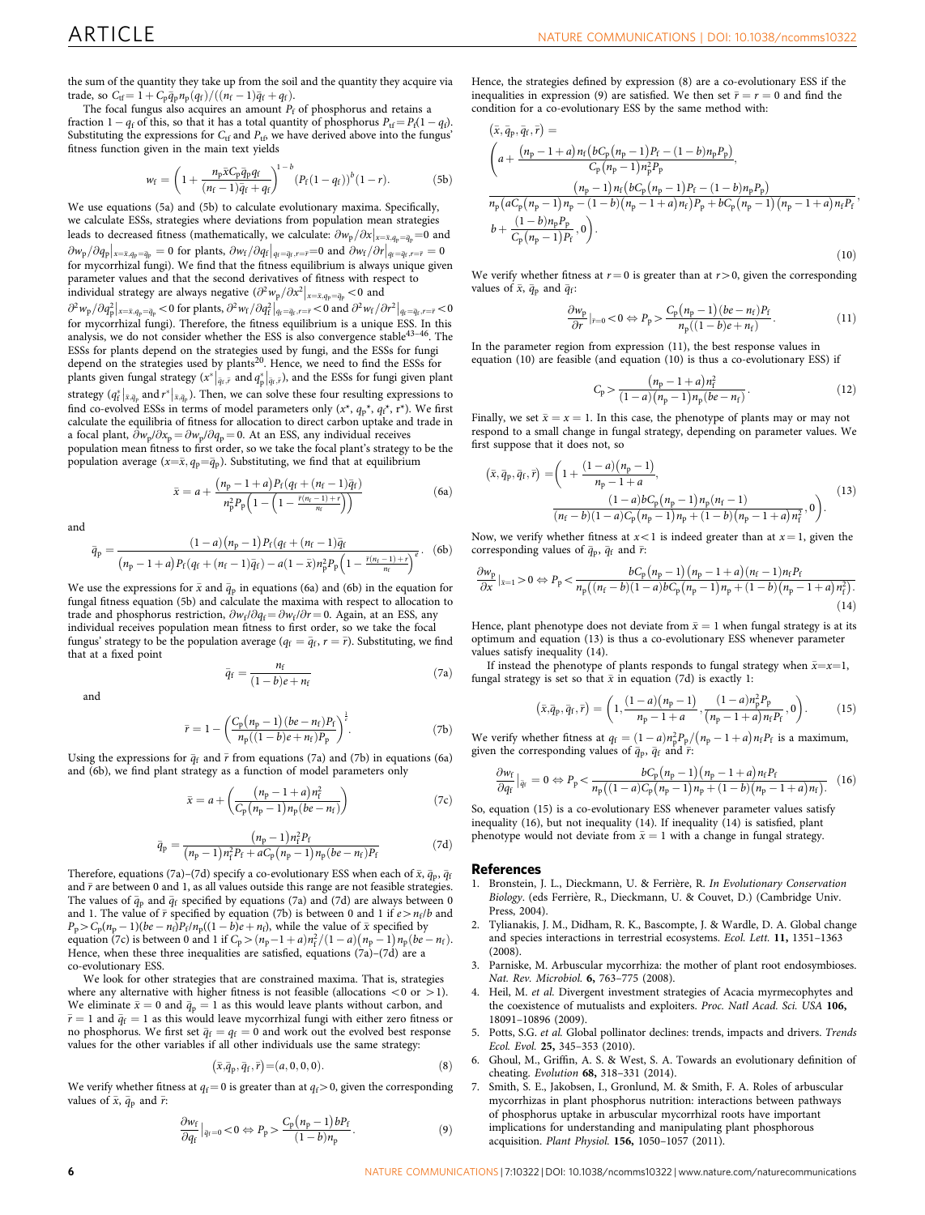the sum of the quantity they take up from the soil and the quantity they acquire via trade, so $C_{tf} = 1 + C_p\bar{q}_p n_p(q_f)/((n_f-1)\bar{q}_f + q_f)$.

The focal fungus also acquires an amount $P_f$ of phosphorus and retains a fraction $1-q_f$ of this, so that it has a total quantity of phosphorus $P_{tf} = P_f(1-q_f)$. Substituting the expressions for $C_{tf}$ and $P_{tf}$, we have derived above into the fungus' fitness function given in the main text yields

$$w_f = \left(1 + \frac{n_p\bar{x}C_p\bar{q}_p q_f}{(n_f-1)\bar{q}_f + q_f}\right)^{1-b}(P_f(1-q_f))^b(1-r). \tag{5b}$$

We use equations (5a) and (5b) to calculate evolutionary maxima. Specifically, we calculate ESSs, strategies where deviations from population mean strategies leads to decreased fitness (mathematically, we calculate: $\partial w_p/\partial x|_{x=\bar{x},q_p=\bar{q}_p}=0$ and $\partial w_p/\partial q_p|_{x=\bar{x},q_p=\bar{q}_p}=0$ for plants, $\partial w_f/\partial q_f|_{q_f=\bar{q}_f,r=\bar{r}}=0$ and $\partial w_f/\partial r|_{q_f=\bar{q}_f,r=\bar{r}}=0$ for mycorrhizal fungi). We find that the fitness equilibrium is always unique given parameter values and that the second derivatives of fitness with respect to individual strategy are always negative ($\partial^2 w_p/\partial x^2|_{x=\bar{x},q_p=\bar{q}_p}<0$ and $\partial^2 w_p/\partial q_p^2|_{x=\bar{x},q_p=\bar{q}_p}<0$ for plants, $\partial^2 w_f/\partial q_f^2|_{q_f=\bar{q}_f,r=\bar{r}}<0$ and $\partial^2 w_f/\partial r^2|_{q_f=\bar{q}_f,r=\bar{r}}<0$ for mycorrhizal fungi). Therefore, the fitness equilibrium is a unique ESS. In this analysis, we do not consider whether the ESS is also convergence stable[43–46]. The ESSs for plants depend on the strategies used by fungi, and the ESSs for fungi depend on the strategies used by plants[20]. Hence, we need to find the ESSs for plants given fungal strategy ($x^*|_{\bar{q}_f,\bar{r}}$ and $q_p^*|_{\bar{q}_f,\bar{r}}$), and the ESSs for fungi given plant strategy ($q_f^*|_{\bar{x},\bar{q}_p}$ and $r^*|_{\bar{x},\bar{q}_p}$). Then, we can solve these four resulting expressions to find co-evolved ESSs in terms of model parameters only ($x^\star$, $q_p{}^\star$, $q_f{}^\star$, $r^\star$). We first calculate the equilibria of fitness for allocation to direct carbon uptake and trade in a focal plant, $\partial w_p/\partial x_p = \partial w_p/\partial q_p = 0$. At an ESS, any individual receives population mean fitness to first order, so we take the focal plant's strategy to be the population average ($x=\bar{x}$, $q_p=\bar{q}_p$). Substituting, we find that at equilibrium

$$\bar{x} = a + \frac{(n_p-1+a)P_f(q_f + (n_f-1)\bar{q}_f)}{n_p^2 P_p\left(1-\left(1-\frac{\bar{r}(n_f-1)+r}{n_f}\right)\right)} \tag{6a}$$

and

$$\bar{q}_p = \frac{(1-a)(n_p-1)P_f(q_f+(n_f-1)\bar{q}_f)}{(n_p-1+a)P_f(q_f+(n_f-1)\bar{q}_f) - a(1-\bar{x})n_p^2P_p\left(1-\frac{\bar{r}(n_f-1)+r}{n_f}\right)^e}. \tag{6b}$$

We use the expressions for $\bar{x}$ and $\bar{q}_p$ in equations (6a) and (6b) in the equation for fungal fitness equation (5b) and calculate the maxima with respect to allocation to trade and phosphorus restriction, $\partial w_f/\partial q_f = \partial w_f/\partial r = 0$. Again, at an ESS, any individual receives population mean fitness to first order, so we take the focal fungus' strategy to be the population average ($q_f = \bar{q}_f$, $r=\bar{r}$). Substituting, we find that at a fixed point

$$\bar{q}_f = \frac{n_f}{(1-b)e + n_f} \tag{7a}$$

and

$$\bar{r} = 1 - \left(\frac{C_p(n_p-1)(be-n_f)P_f}{n_p((1-b)e+n_f)P_p}\right)^{\frac{1}{e}}. \tag{7b}$$

Using the expressions for $\bar{q}_f$ and $\bar{r}$ from equations (7a) and (7b) in equations (6a) and (6b), we find plant strategy as a function of model parameters only

$$\bar{x} = a + \left(\frac{(n_p-1+a)n_f^2}{C_p(n_p-1)n_p(be-n_f)}\right) \tag{7c}$$

$$\bar{q}_p = \frac{(n_p-1)n_f^2P_f}{(n_p-1)n_f^2P_f + aC_p(n_p-1)n_p(be-n_f)P_f} \tag{7d}$$

Therefore, equations (7a)–(7d) specify a co-evolutionary ESS when each of $\bar{x}$, $\bar{q}_p$, $\bar{q}_f$ and $\bar{r}$ are between 0 and 1, as all values outside this range are not feasible strategies. The values of $\bar{q}_p$ and $\bar{q}_f$ specified by equations (7a) and (7d) are always between 0 and 1. The value of $\bar{r}$ specified by equation (7b) is between 0 and 1 if $e > n_f/b$ and $P_p > C_p(n_p-1)(be-n_f)P_f/n_p((1-b)e+n_f)$, while the value of $\bar{x}$ specified by equation (7c) is between 0 and 1 if $C_p > (n_p-1+a)n_f^2/(1-a)(n_p-1)n_p(be-n_f)$. Hence, when these three inequalities are satisfied, equations (7a)–(7d) are a co-evolutionary ESS.

We look for other strategies that are constrained maxima. That is, strategies where any alternative with higher fitness is not feasible (allocations $<0$ or $>1$). We eliminate $\bar{x}=0$ and $\bar{q}_p=1$ as this would leave plants without carbon, and $\bar{r}=1$ and $\bar{q}_f=1$ as this would leave mycorrhizal fungi with either zero fitness or no phosphorus. We first set $\bar{q}_f = q_f = 0$ and work out the evolved best response values for the other variables if all other individuals use the same strategy:

$$(\bar{x}, \bar{q}_p, \bar{q}_f, \bar{r}) = (a, 0, 0, 0). \tag{8}$$

We verify whether fitness at $q_f = 0$ is greater than at $q_f > 0$, given the corresponding values of $\bar{x}$, $\bar{q}_p$ and $\bar{r}$:

$$\frac{\partial w_f}{\partial q_f}\Big|_{\bar{q}_f=0} < 0 \Leftrightarrow P_p > \frac{C_p(n_p-1)bP_f}{(1-b)n_p}. \tag{9}$$

Hence, the strategies defined by expression (8) are a co-evolutionary ESS if the inequalities in expression (9) are satisfied. We then set $\bar{r} = r = 0$ and find the condition for a co-evolutionary ESS by the same method with:

$$\begin{aligned}
(\bar{x}, \bar{q}_p, \bar{q}_f, \bar{r}) = \Bigg(& a + \frac{(n_p-1+a)n_f(bC_p(n_p-1)P_f - (1-b)n_pP_p)}{C_p(n_p-1)n_p^2P_p}, \\
& \frac{(n_p-1)n_f(bC_p(n_p-1)P_f-(1-b)n_pP_p)}{n_p(aC_p(n_p-1)n_p-(1-b)(n_p-1+a)n_f)P_p + bC_p(n_p-1)(n_p-1+a)n_fP_f}, \\
& b + \frac{(1-b)n_pP_p}{C_p(n_p-1)P_f}, 0\Bigg).
\end{aligned} \tag{10}$$

We verify whether fitness at $r=0$ is greater than at $r>0$, given the corresponding values of $\bar{x}$, $\bar{q}_p$ and $\bar{q}_f$:

$$\frac{\partial w_p}{\partial r}\Big|_{\bar{r}=0} < 0 \Leftrightarrow P_p > \frac{C_p(n_p-1)(be-n_f)P_f}{n_p((1-b)e+n_f)}. \tag{11}$$

In the parameter region from expression (11), the best response values in equation (10) are feasible (and equation (10) is thus a co-evolutionary ESS) if

$$C_p > \frac{(n_p-1+a)n_f^2}{(1-a)(n_p-1)n_p(be-n_f)}. \tag{12}$$

Finally, we set $\bar{x} = x = 1$. In this case, the phenotype of plants may or may not respond to a small change in fungal strategy, depending on parameter values. We first suppose that it does not, so

$$(\bar{x}, \bar{q}_p, \bar{q}_f, \bar{r}) = \left(1 + \frac{(1-a)(n_p-1)}{n_p-1+a}, \frac{(1-a)bC_p(n_p-1)n_p(n_f-1)}{(n_f-b)(1-a)C_p(n_p-1)n_p + (1-b)(n_p-1+a)n_f^2}, 0\right). \tag{13}$$

Now, we verify whether fitness at $x<1$ is indeed greater than at $x=1$, given the corresponding values of $\bar{q}_p$, $\bar{q}_f$ and $\bar{r}$:

$$\frac{\partial w_p}{\partial x}\Big|_{\bar{x}=1} > 0 \Leftrightarrow P_p < \frac{bC_p(n_p-1)(n_p-1+a)(n_f-1)n_fP_f}{n_p((n_f-b)(1-a)bC_p(n_p-1)n_p + (1-b)(n_p-1+a)n_f^2)}. \tag{14}$$

Hence, plant phenotype does not deviate from $\bar{x}=1$ when fungal strategy is at its optimum and equation (13) is thus a co-evolutionary ESS whenever parameter values satisfy inequality (14).

If instead the phenotype of plants responds to fungal strategy when $\bar{x}=x=1$, fungal strategy is set so that $\bar{x}$ in equation (7d) is exactly 1:

$$(\bar{x}, \bar{q}_p, \bar{q}_f, \bar{r}) = \left(1, \frac{(1-a)(n_p-1)}{n_p-1+a}, \frac{(1-a)n_p^2P_p}{(n_p-1+a)n_fP_f}, 0\right). \tag{15}$$

We verify whether fitness at $q_f = (1-a)n_p^2P_p/(n_p-1+a)n_fP_f$ is a maximum, given the corresponding values of $\bar{q}_p$, $\bar{q}_f$ and $\bar{r}$:

$$\frac{\partial w_f}{\partial q_f}\Big|_{\bar{q}_f} = 0 \Leftrightarrow P_p < \frac{bC_p(n_p-1)(n_p-1+a)n_fP_f}{n_p((1-a)C_p(n_p-1)n_p + (1-b)(n_p-1+a)n_f)}. \tag{16}$$

So, equation (15) is a co-evolutionary ESS whenever parameter values satisfy inequality (16), but not inequality (14). If inequality (14) is satisfied, plant phenotype would not deviate from $\bar{x}=1$ with a change in fungal strategy.

## References

1. Bronstein, J. L., Dieckmann, U. & Ferrière, R. *In Evolutionary Conservation Biology*. (eds Ferrière, R., Dieckmann, U. & Couvet, D.) (Cambridge Univ. Press, 2004).
2. Tylianakis, J. M., Didham, R. K., Bascompte, J. & Wardle, D. A. Global change and species interactions in terrestrial ecosystems. *Ecol. Lett.* **11**, 1351–1363 (2008).
3. Parniske, M. Arbuscular mycorrhiza: the mother of plant root endosymbioses. *Nat. Rev. Microbiol.* **6**, 763–775 (2008).
4. Heil, M. *et al.* Divergent investment strategies of Acacia myrmecophytes and the coexistence of mutualists and exploiters. *Proc. Natl Acad. Sci. USA* **106**, 18091–18096 (2009).
5. Potts, S.G. *et al.* Global pollinator declines: trends, impacts and drivers. *Trends Ecol. Evol.* **25**, 345–353 (2010).
6. Ghoul, M., Griffin, A. S. & West, S. A. Towards an evolutionary definition of cheating. *Evolution* **68**, 318–331 (2014).
7. Smith, S. E., Jakobsen, I., Gronlund, M. & Smith, F. A. Roles of arbuscular mycorrhizas in plant phosphorus nutrition: interactions between pathways of phosphorus uptake in arbuscular mycorrhizal roots have important implications for understanding and manipulating plant phosphorous acquisition. *Plant Physiol.* **156**, 1050–1057 (2011).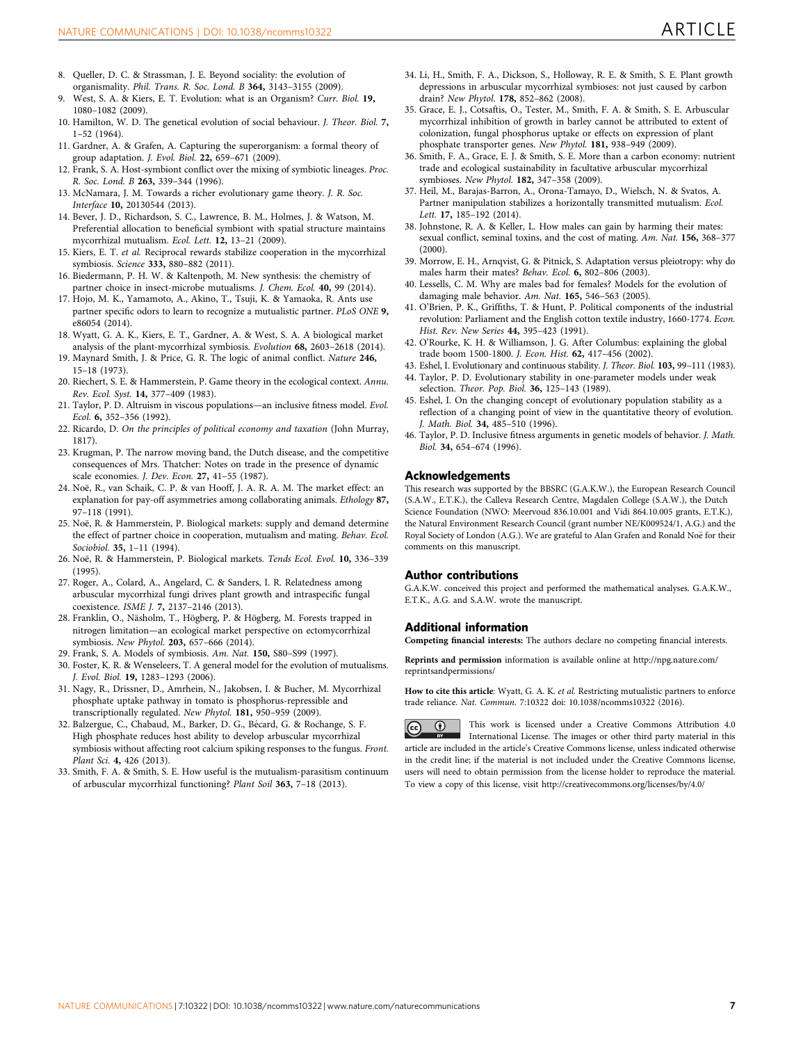8. Queller, D. C. & Strassman, J. E. Beyond sociality: the evolution of organismality. *Phil. Trans. R. Soc. Lond. B* **364,** 3143–3155 (2009).
9. West, S. A. & Kiers, E. T. Evolution: what is an Organism? *Curr. Biol.* **19,** 1080–1082 (2009).
10. Hamilton, W. D. The genetical evolution of social behaviour. *J. Theor. Biol.* **7,** 1–52 (1964).
11. Gardner, A. & Grafen, A. Capturing the superorganism: a formal theory of group adaptation. *J. Evol. Biol.* **22,** 659–671 (2009).
12. Frank, S. A. Host-symbiont conflict over the mixing of symbiotic lineages. *Proc. R. Soc. Lond. B* **263,** 339–344 (1996).
13. McNamara, J. M. Towards a richer evolutionary game theory. *J. R. Soc. Interface* **10,** 20130544 (2013).
14. Bever, J. D., Richardson, S. C., Lawrence, B. M., Holmes, J. & Watson, M. Preferential allocation to beneficial symbiont with spatial structure maintains mycorrhizal mutualism. *Ecol. Lett.* **12,** 13–21 (2009).
15. Kiers, E. T. *et al.* Reciprocal rewards stabilize cooperation in the mycorrhizal symbiosis. *Science* **333,** 880–882 (2011).
16. Biedermann, P. H. W. & Kaltenpoth, M. New synthesis: the chemistry of partner choice in insect-microbe mutualisms. *J. Chem. Ecol.* **40,** 99 (2014).
17. Hojo, M. K., Yamamoto, A., Akino, T., Tsuji, K. & Yamaoka, R. Ants use partner specific odors to learn to recognize a mutualistic partner. *PLoS ONE* **9,** e86054 (2014).
18. Wyatt, G. A. K., Kiers, E. T., Gardner, A. & West, S. A. A biological market analysis of the plant-mycorrhizal symbiosis. *Evolution* **68,** 2603–2618 (2014).
19. Maynard Smith, J. & Price, G. R. The logic of animal conflict. *Nature* **246,** 15–18 (1973).
20. Riechert, S. E. & Hammerstein, P. Game theory in the ecological context. *Annu. Rev. Ecol. Syst.* **14,** 377–409 (1983).
21. Taylor, P. D. Altruism in viscous populations—an inclusive fitness model. *Evol. Ecol.* **6,** 352–356 (1992).
22. Ricardo, D. *On the principles of political economy and taxation* (John Murray, 1817).
23. Krugman, P. The narrow moving band, the Dutch disease, and the competitive consequences of Mrs. Thatcher: Notes on trade in the presence of dynamic scale economies. *J. Dev. Econ.* **27,** 41–55 (1987).
24. Noë, R., van Schaik, C. P. & van Hooff, J. A. R. A. M. The market effect: an explanation for pay-off asymmetries among collaborating animals. *Ethology* **87,** 97–118 (1991).
25. Noë, R. & Hammerstein, P. Biological markets: supply and demand determine the effect of partner choice in cooperation, mutualism and mating. *Behav. Ecol. Sociobiol.* **35,** 1–11 (1994).
26. Noë, R. & Hammerstein, P. Biological markets. *Tends Ecol. Evol.* **10,** 336–339 (1995).
27. Roger, A., Colard, A., Angelard, C. & Sanders, I. R. Relatedness among arbuscular mycorrhizal fungi drives plant growth and intraspecific fungal coexistence. *ISME J.* **7,** 2137–2146 (2013).
28. Franklin, O., Näsholm, T., Högberg, P. & Högberg, M. Forests trapped in nitrogen limitation—an ecological market perspective on ectomycorrhizal symbiosis. *New Phytol.* **203,** 657–666 (2014).
29. Frank, S. A. Models of symbiosis. *Am. Nat.* **150,** S80–S99 (1997).
30. Foster, K. R. & Wenseleers, T. A general model for the evolution of mutualisms. *J. Evol. Biol.* **19,** 1283–1293 (2006).
31. Nagy, R., Drissner, D., Amrhein, N., Jakobsen, I. & Bucher, M. Mycorrhizal phosphate uptake pathway in tomato is phosphorus-repressible and transcriptionally regulated. *New Phytol.* **181,** 950–959 (2009).
32. Balzergue, C., Chabaud, M., Barker, D. G., Bécard, G. & Rochange, S. F. High phosphate reduces host ability to develop arbuscular mycorrhizal symbiosis without affecting root calcium spiking responses to the fungus. *Front. Plant Sci.* **4,** 426 (2013).
33. Smith, F. A. & Smith, S. E. How useful is the mutualism-parasitism continuum of arbuscular mycorrhizal functioning? *Plant Soil* **363,** 7–18 (2013).
34. Li, H., Smith, F. A., Dickson, S., Holloway, R. E. & Smith, S. E. Plant growth depressions in arbuscular mycorrhizal symbioses: not just caused by carbon drain? *New Phytol.* **178,** 852–862 (2008).
35. Grace, E. J., Cotsaftis, O., Tester, M., Smith, F. A. & Smith, S. E. Arbuscular mycorrhizal inhibition of growth in barley cannot be attributed to extent of colonization, fungal phosphorus uptake or effects on expression of plant phosphate transporter genes. *New Phytol.* **181,** 938–949 (2009).
36. Smith, F. A., Grace, E. J. & Smith, S. E. More than a carbon economy: nutrient trade and ecological sustainability in facultative arbuscular mycorrhizal symbioses. *New Phytol.* **182,** 347–358 (2009).
37. Heil, M., Barajas-Barron, A., Orona-Tamayo, D., Wielsch, N. & Svatos, A. Partner manipulation stabilizes a horizontally transmitted mutualism. *Ecol. Lett.* **17,** 185–192 (2014).
38. Johnstone, R. A. & Keller, L. How males can gain by harming their mates: sexual conflict, seminal toxins, and the cost of mating. *Am. Nat.* **156,** 368–377 (2000).
39. Morrow, E. H., Arnqvist, G. & Pitnick, S. Adaptation versus pleiotropy: why do males harm their mates? *Behav. Ecol.* **6,** 802–806 (2003).
40. Lessells, C. M. Why are males bad for females? Models for the evolution of damaging male behavior. *Am. Nat.* **165,** 546–563 (2005).
41. O'Brien, P. K., Griffiths, T. & Hunt, P. Political components of the industrial revolution: Parliament and the English cotton textile industry, 1660-1774. *Econ. Hist. Rev. New Series* **44,** 395–423 (1991).
42. O'Rourke, K. H. & Williamson, J. G. After Columbus: explaining the global trade boom 1500-1800. *J. Econ. Hist.* **62,** 417–456 (2002).
43. Eshel, I. Evolutionary and continuous stability. *J. Theor. Biol.* **103,** 99–111 (1983).
44. Taylor, P. D. Evolutionary stability in one-parameter models under weak selection. *Theor. Pop. Biol.* **36,** 125–143 (1989).
45. Eshel, I. On the changing concept of evolutionary population stability as a reflection of a changing point of view in the quantitative theory of evolution. *J. Math. Biol.* **34,** 485–510 (1996).
46. Taylor, P. D. Inclusive fitness arguments in genetic models of behavior. *J. Math. Biol.* **34,** 654–674 (1996).

## Acknowledgements

This research was supported by the BBSRC (G.A.K.W.), the European Research Council (S.A.W., E.T.K.), the Calleva Research Centre, Magdalen College (S.A.W.), the Dutch Science Foundation (NWO: Meervoud 836.10.001 and Vidi 864.10.005 grants, E.T.K.), the Natural Environment Research Council (grant number NE/K009524/1, A.G.) and the Royal Society of London (A.G.). We are grateful to Alan Grafen and Ronald Noë for their comments on this manuscript.

## Author contributions

G.A.K.W. conceived this project and performed the mathematical analyses. G.A.K.W., E.T.K., A.G. and S.A.W. wrote the manuscript.

## Additional information

**Competing financial interests:** The authors declare no competing financial interests.

**Reprints and permission** information is available online at http://npg.nature.com/reprintsandpermissions/

**How to cite this article**: Wyatt, G. A. K. *et al.* Restricting mutualistic partners to enforce trade reliance. *Nat. Commun.* 7:10322 doi: 10.1038/ncomms10322 (2016).

This work is licensed under a Creative Commons Attribution 4.0 International License. The images or other third party material in this article are included in the article's Creative Commons license, unless indicated otherwise in the credit line; if the material is not included under the Creative Commons license, users will need to obtain permission from the license holder to reproduce the material. To view a copy of this license, visit http://creativecommons.org/licenses/by/4.0/